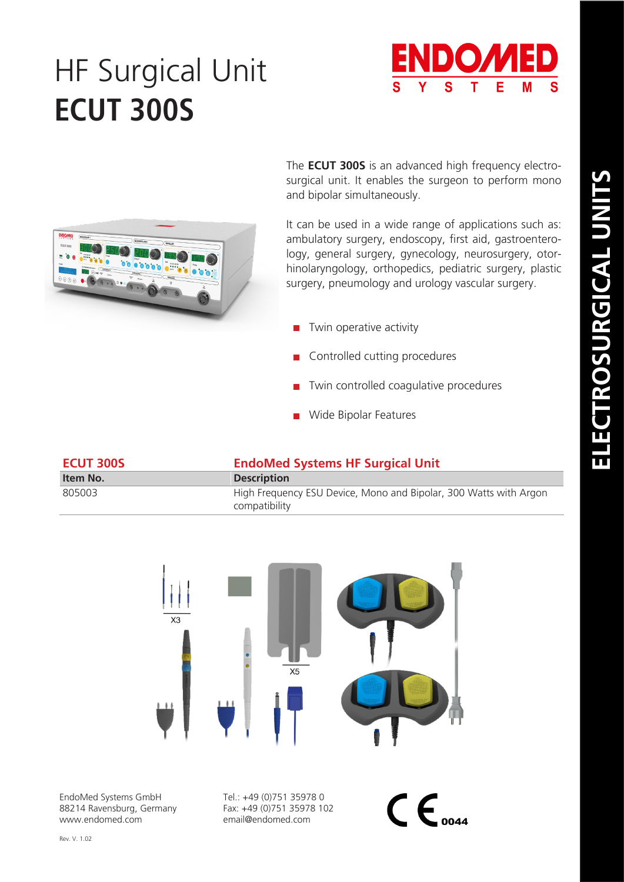# HF Surgical Unit
# ECUT 300S

ENDOMED SYSTEMS

ELECTROSURGICAL UNITS

The **ECUT 300S** is an advanced high frequency electrosurgical unit. It enables the surgeon to perform mono and bipolar simultaneously.

It can be used in a wide range of applications such as: ambulatory surgery, endoscopy, first aid, gastroenterology, general surgery, gynecology, neurosurgery, otorhinolaryngology, orthopedics, pediatric surgery, plastic surgery, pneumology and urology vascular surgery.

- Twin operative activity
- Controlled cutting procedures
- Twin controlled coagulative procedures
- Wide Bipolar Features

| ECUT 300S | EndoMed Systems HF Surgical Unit |
|---|---|
| **Item No.** | **Description** |
| 805003 | High Frequency ESU Device, Mono and Bipolar, 300 Watts with Argon compatibility |

X3

X5

EndoMed Systems GmbH
88214 Ravensburg, Germany
www.endomed.com

Tel.: +49 (0)751 35978 0
Fax: +49 (0)751 35978 102
email@endomed.com

CE 0044

Rev. V. 1.02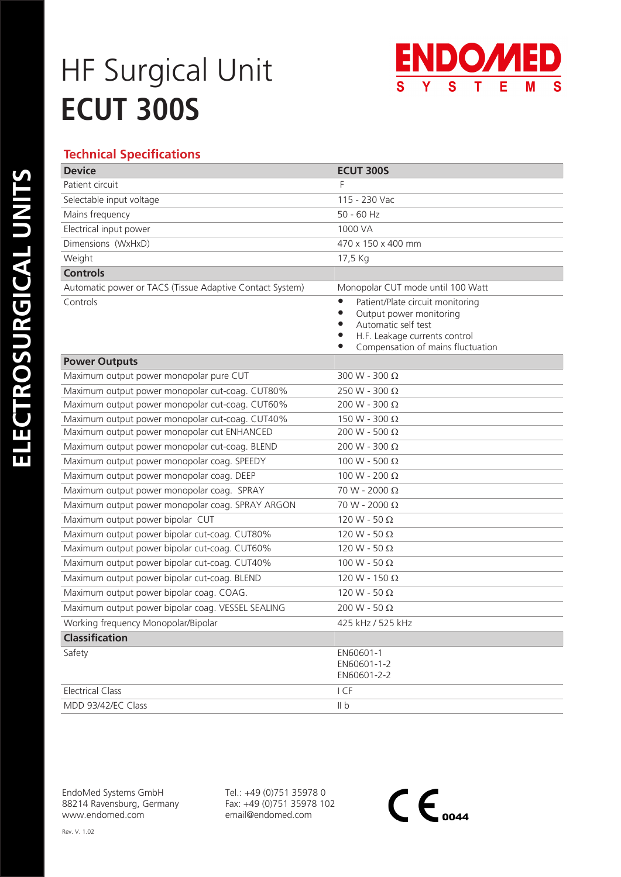# HF Surgical Unit
# ECUT 300S

ENDOMED SYSTEMS

ELECTROSURGICAL UNITS

## Technical Specifications

| Device | ECUT 300S |
|---|---|
| Patient circuit | F |
| Selectable input voltage | 115 - 230 Vac |
| Mains frequency | 50 - 60 Hz |
| Electrical input power | 1000 VA |
| Dimensions (WxHxD) | 470 x 150 x 400 mm |
| Weight | 17,5 Kg |
| **Controls** | |
| Automatic power or TACS (Tissue Adaptive Contact System) | Monopolar CUT mode until 100 Watt |
| Controls | • Patient/Plate circuit monitoring<br>• Output power monitoring<br>• Automatic self test<br>• H.F. Leakage currents control<br>• Compensation of mains fluctuation |
| **Power Outputs** | |
| Maximum output power monopolar pure CUT | 300 W - 300 Ω |
| Maximum output power monopolar cut-coag. CUT80% | 250 W - 300 Ω |
| Maximum output power monopolar cut-coag. CUT60% | 200 W - 300 Ω |
| Maximum output power monopolar cut-coag. CUT40% | 150 W - 300 Ω |
| Maximum output power monopolar cut ENHANCED | 200 W - 500 Ω |
| Maximum output power monopolar cut-coag. BLEND | 200 W - 300 Ω |
| Maximum output power monopolar coag. SPEEDY | 100 W - 500 Ω |
| Maximum output power monopolar coag. DEEP | 100 W - 200 Ω |
| Maximum output power monopolar coag. SPRAY | 70 W - 2000 Ω |
| Maximum output power monopolar coag. SPRAY ARGON | 70 W - 2000 Ω |
| Maximum output power bipolar CUT | 120 W - 50 Ω |
| Maximum output power bipolar cut-coag. CUT80% | 120 W - 50 Ω |
| Maximum output power bipolar cut-coag. CUT60% | 120 W - 50 Ω |
| Maximum output power bipolar cut-coag. CUT40% | 100 W - 50 Ω |
| Maximum output power bipolar cut-coag. BLEND | 120 W - 150 Ω |
| Maximum output power bipolar coag. COAG. | 120 W - 50 Ω |
| Maximum output power bipolar coag. VESSEL SEALING | 200 W - 50 Ω |
| Working frequency Monopolar/Bipolar | 425 kHz / 525 kHz |
| **Classification** | |
| Safety | EN60601-1<br>EN60601-1-2<br>EN60601-2-2 |
| Electrical Class | I CF |
| MDD 93/42/EC Class | II b |

EndoMed Systems GmbH
88214 Ravensburg, Germany
www.endomed.com

Tel.: +49 (0)751 35978 0
Fax: +49 (0)751 35978 102
email@endomed.com

CE 0044

Rev. V. 1.02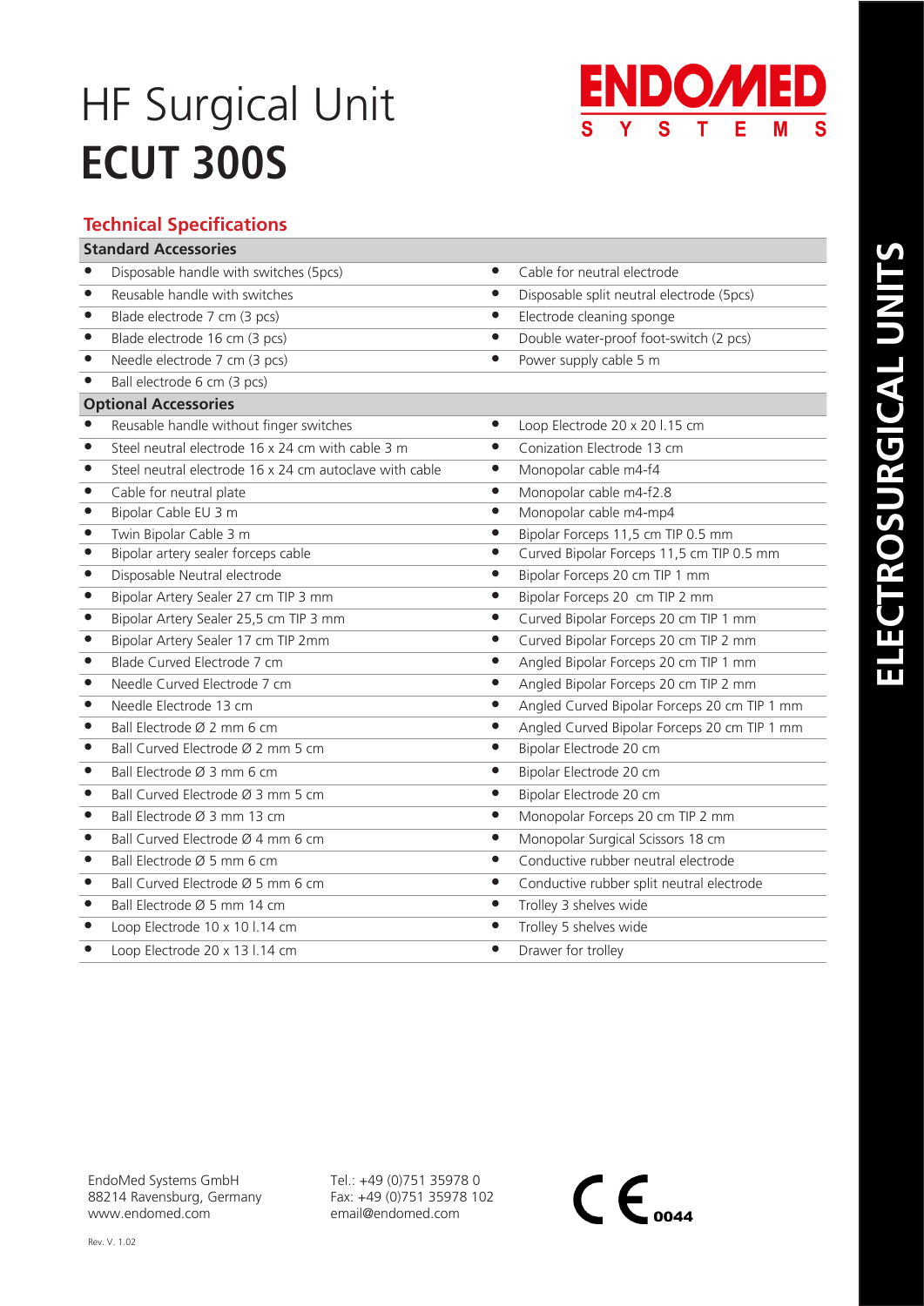# HF Surgical Unit
# ECUT 300S

ENDOMED SYSTEMS

ELECTROSURGICAL UNITS

## Technical Specifications

| Standard Accessories | |
|---|---|
| • Disposable handle with switches (5pcs) | • Cable for neutral electrode |
| • Reusable handle with switches | • Disposable split neutral electrode (5pcs) |
| • Blade electrode 7 cm (3 pcs) | • Electrode cleaning sponge |
| • Blade electrode 16 cm (3 pcs) | • Double water-proof foot-switch (2 pcs) |
| • Needle electrode 7 cm (3 pcs) | • Power supply cable 5 m |
| • Ball electrode 6 cm (3 pcs) | |
| **Optional Accessories** | |
| • Reusable handle without finger switches | • Loop Electrode 20 x 20 l.15 cm |
| • Steel neutral electrode 16 x 24 cm with cable 3 m | • Conization Electrode 13 cm |
| • Steel neutral electrode 16 x 24 cm autoclave with cable | • Monopolar cable m4-f4 |
| • Cable for neutral plate | • Monopolar cable m4-f2.8 |
| • Bipolar Cable EU 3 m | • Monopolar cable m4-mp4 |
| • Twin Bipolar Cable 3 m | • Bipolar Forceps 11,5 cm TIP 0.5 mm |
| • Bipolar artery sealer forceps cable | • Curved Bipolar Forceps 11,5 cm TIP 0.5 mm |
| • Disposable Neutral electrode | • Bipolar Forceps 20 cm TIP 1 mm |
| • Bipolar Artery Sealer 27 cm TIP 3 mm | • Bipolar Forceps 20 cm TIP 2 mm |
| • Bipolar Artery Sealer 25,5 cm TIP 3 mm | • Curved Bipolar Forceps 20 cm TIP 1 mm |
| • Bipolar Artery Sealer 17 cm TIP 2mm | • Curved Bipolar Forceps 20 cm TIP 2 mm |
| • Blade Curved Electrode 7 cm | • Angled Bipolar Forceps 20 cm TIP 1 mm |
| • Needle Curved Electrode 7 cm | • Angled Bipolar Forceps 20 cm TIP 2 mm |
| • Needle Electrode 13 cm | • Angled Curved Bipolar Forceps 20 cm TIP 1 mm |
| • Ball Electrode Ø 2 mm 6 cm | • Angled Curved Bipolar Forceps 20 cm TIP 1 mm |
| • Ball Curved Electrode Ø 2 mm 5 cm | • Bipolar Electrode 20 cm |
| • Ball Electrode Ø 3 mm 6 cm | • Bipolar Electrode 20 cm |
| • Ball Curved Electrode Ø 3 mm 5 cm | • Bipolar Electrode 20 cm |
| • Ball Electrode Ø 3 mm 13 cm | • Monopolar Forceps 20 cm TIP 2 mm |
| • Ball Curved Electrode Ø 4 mm 6 cm | • Monopolar Surgical Scissors 18 cm |
| • Ball Electrode Ø 5 mm 6 cm | • Conductive rubber neutral electrode |
| • Ball Curved Electrode Ø 5 mm 6 cm | • Conductive rubber split neutral electrode |
| • Ball Electrode Ø 5 mm 14 cm | • Trolley 3 shelves wide |
| • Loop Electrode 10 x 10 l.14 cm | • Trolley 5 shelves wide |
| • Loop Electrode 20 x 13 l.14 cm | • Drawer for trolley |

EndoMed Systems GmbH
88214 Ravensburg, Germany
www.endomed.com

Tel.: +49 (0)751 35978 0
Fax: +49 (0)751 35978 102
email@endomed.com

CE 0044

Rev. V. 1.02